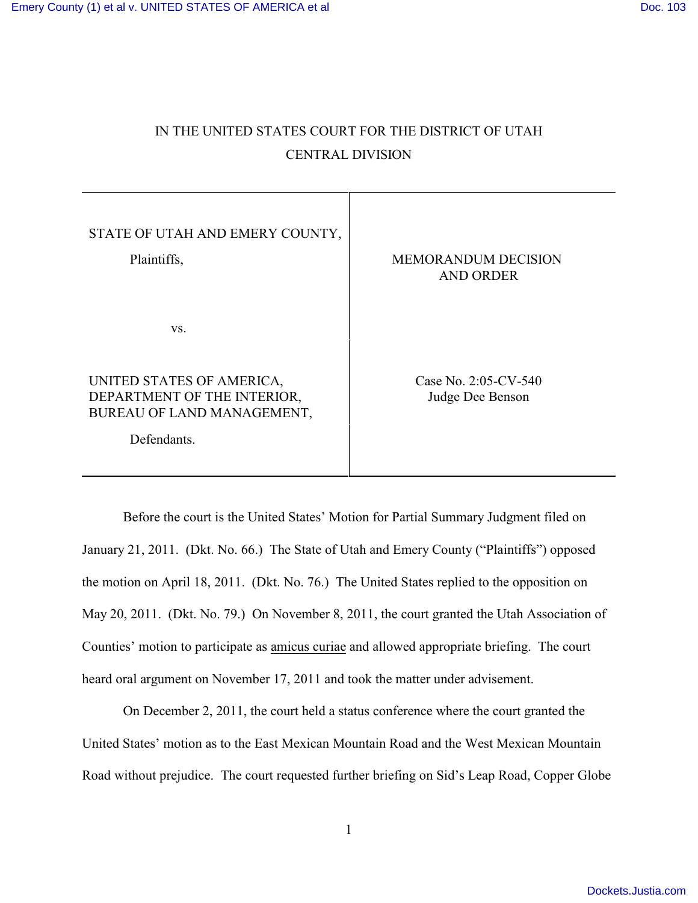IN THE UNITED STATES COURT FOR THE DISTRICT OF UTAH

CENTRAL DIVISION

| | |
|---|---|
| STATE OF UTAH AND EMERY COUNTY,<br><br>Plaintiffs,<br><br>vs.<br><br>UNITED STATES OF AMERICA, DEPARTMENT OF THE INTERIOR, BUREAU OF LAND MANAGEMENT,<br><br>Defendants. | MEMORANDUM DECISION AND ORDER<br><br>Case No. 2:05-CV-540<br>Judge Dee Benson |

Before the court is the United States' Motion for Partial Summary Judgment filed on January 21, 2011. (Dkt. No. 66.) The State of Utah and Emery County ("Plaintiffs") opposed the motion on April 18, 2011. (Dkt. No. 76.) The United States replied to the opposition on May 20, 2011. (Dkt. No. 79.) On November 8, 2011, the court granted the Utah Association of Counties' motion to participate as amicus curiae and allowed appropriate briefing. The court heard oral argument on November 17, 2011 and took the matter under advisement.

On December 2, 2011, the court held a status conference where the court granted the United States' motion as to the East Mexican Mountain Road and the West Mexican Mountain Road without prejudice. The court requested further briefing on Sid's Leap Road, Copper Globe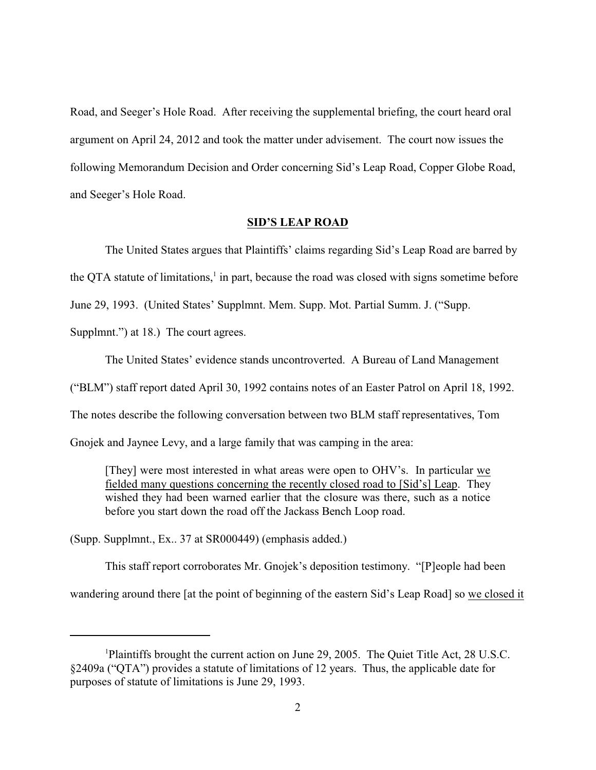Road, and Seeger's Hole Road. After receiving the supplemental briefing, the court heard oral argument on April 24, 2012 and took the matter under advisement. The court now issues the following Memorandum Decision and Order concerning Sid's Leap Road, Copper Globe Road, and Seeger's Hole Road.

## SID'S LEAP ROAD

The United States argues that Plaintiffs' claims regarding Sid's Leap Road are barred by the QTA statute of limitations,[1] in part, because the road was closed with signs sometime before June 29, 1993. (United States' Supplmnt. Mem. Supp. Mot. Partial Summ. J. ("Supp. Supplmnt.") at 18.) The court agrees.

The United States' evidence stands uncontroverted. A Bureau of Land Management ("BLM") staff report dated April 30, 1992 contains notes of an Easter Patrol on April 18, 1992. The notes describe the following conversation between two BLM staff representatives, Tom Gnojek and Jaynee Levy, and a large family that was camping in the area:

> [They] were most interested in what areas were open to OHV's. In particular we fielded many questions concerning the recently closed road to [Sid's] Leap. They wished they had been warned earlier that the closure was there, such as a notice before you start down the road off the Jackass Bench Loop road.

(Supp. Supplmnt., Ex.. 37 at SR000449) (emphasis added.)

This staff report corroborates Mr. Gnojek's deposition testimony. "[P]eople had been wandering around there [at the point of beginning of the eastern Sid's Leap Road] so we closed it

---

[1]Plaintiffs brought the current action on June 29, 2005. The Quiet Title Act, 28 U.S.C. §2409a ("QTA") provides a statute of limitations of 12 years. Thus, the applicable date for purposes of statute of limitations is June 29, 1993.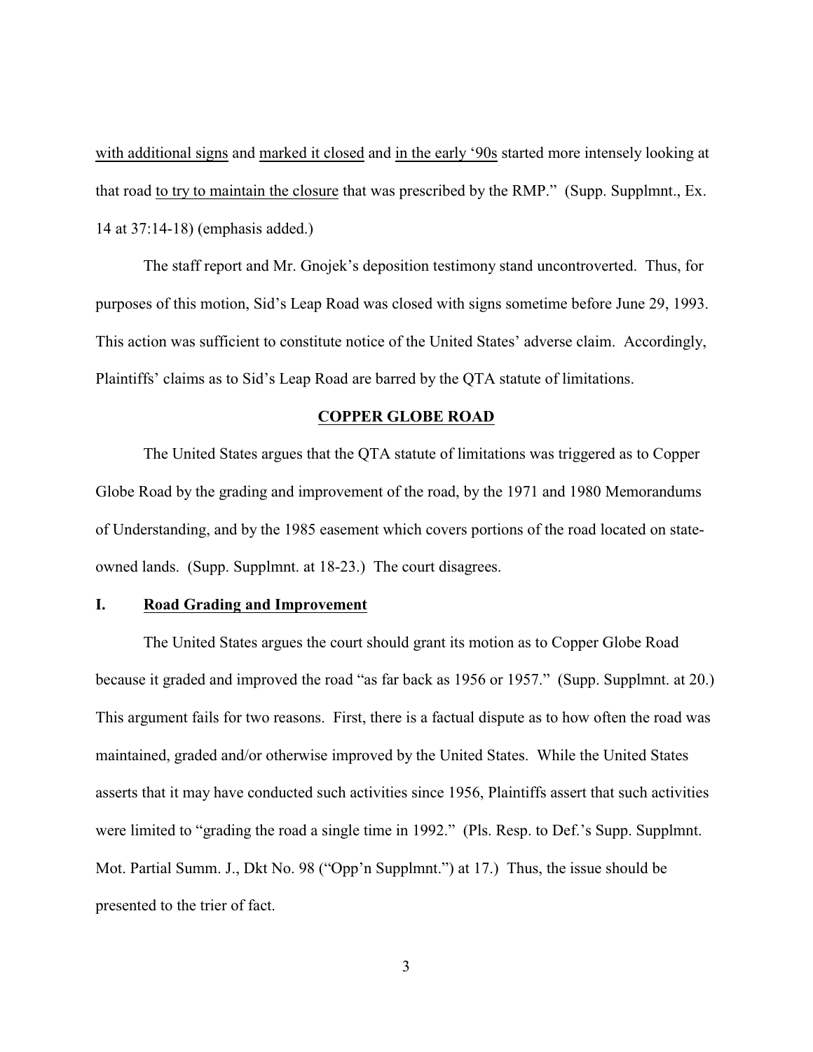with additional signs and marked it closed and in the early '90s started more intensely looking at that road to try to maintain the closure that was prescribed by the RMP." (Supp. Supplmnt., Ex. 14 at 37:14-18) (emphasis added.)

The staff report and Mr. Gnojek's deposition testimony stand uncontroverted. Thus, for purposes of this motion, Sid's Leap Road was closed with signs sometime before June 29, 1993. This action was sufficient to constitute notice of the United States' adverse claim. Accordingly, Plaintiffs' claims as to Sid's Leap Road are barred by the QTA statute of limitations.

## COPPER GLOBE ROAD

The United States argues that the QTA statute of limitations was triggered as to Copper Globe Road by the grading and improvement of the road, by the 1971 and 1980 Memorandums of Understanding, and by the 1985 easement which covers portions of the road located on state-owned lands. (Supp. Supplmnt. at 18-23.) The court disagrees.

### I. Road Grading and Improvement

The United States argues the court should grant its motion as to Copper Globe Road because it graded and improved the road "as far back as 1956 or 1957." (Supp. Supplmnt. at 20.) This argument fails for two reasons. First, there is a factual dispute as to how often the road was maintained, graded and/or otherwise improved by the United States. While the United States asserts that it may have conducted such activities since 1956, Plaintiffs assert that such activities were limited to "grading the road a single time in 1992." (Pls. Resp. to Def.'s Supp. Supplmnt. Mot. Partial Summ. J., Dkt No. 98 ("Opp'n Supplmnt.") at 17.) Thus, the issue should be presented to the trier of fact.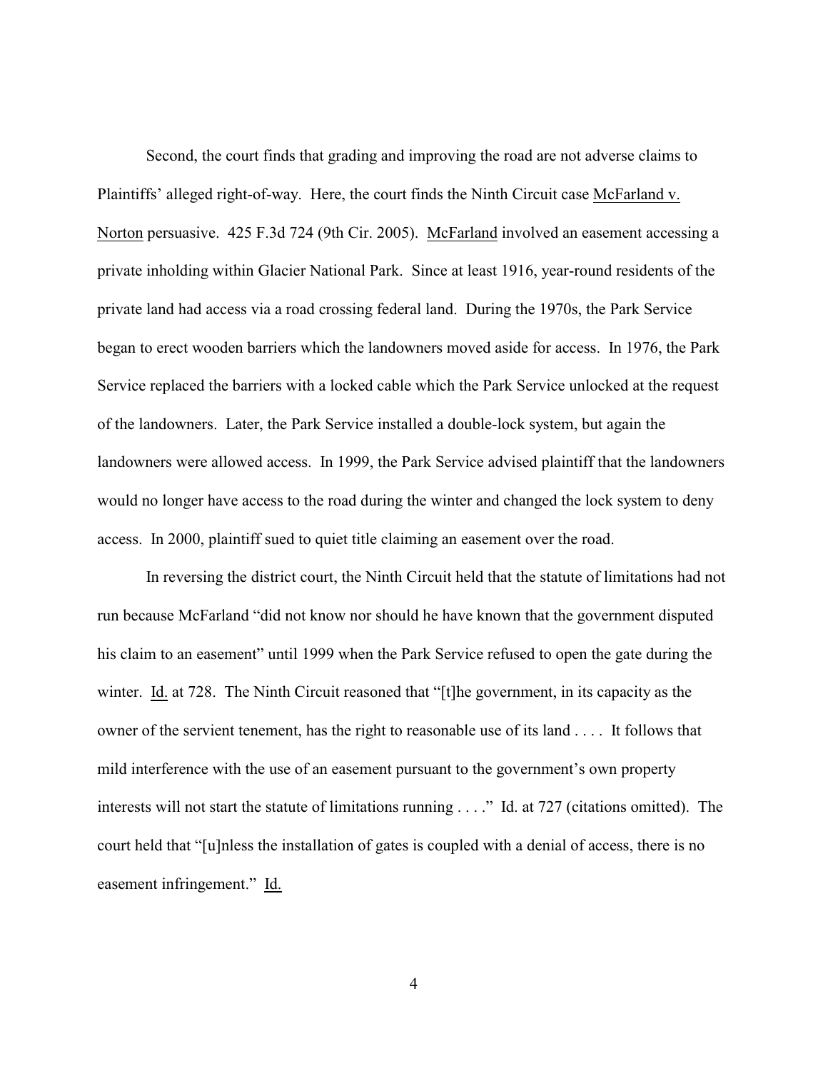Second, the court finds that grading and improving the road are not adverse claims to Plaintiffs' alleged right-of-way. Here, the court finds the Ninth Circuit case McFarland v. Norton persuasive. 425 F.3d 724 (9th Cir. 2005). McFarland involved an easement accessing a private inholding within Glacier National Park. Since at least 1916, year-round residents of the private land had access via a road crossing federal land. During the 1970s, the Park Service began to erect wooden barriers which the landowners moved aside for access. In 1976, the Park Service replaced the barriers with a locked cable which the Park Service unlocked at the request of the landowners. Later, the Park Service installed a double-lock system, but again the landowners were allowed access. In 1999, the Park Service advised plaintiff that the landowners would no longer have access to the road during the winter and changed the lock system to deny access. In 2000, plaintiff sued to quiet title claiming an easement over the road.

In reversing the district court, the Ninth Circuit held that the statute of limitations had not run because McFarland "did not know nor should he have known that the government disputed his claim to an easement" until 1999 when the Park Service refused to open the gate during the winter. Id. at 728. The Ninth Circuit reasoned that "[t]he government, in its capacity as the owner of the servient tenement, has the right to reasonable use of its land . . . . It follows that mild interference with the use of an easement pursuant to the government's own property interests will not start the statute of limitations running . . . ." Id. at 727 (citations omitted). The court held that "[u]nless the installation of gates is coupled with a denial of access, there is no easement infringement." Id.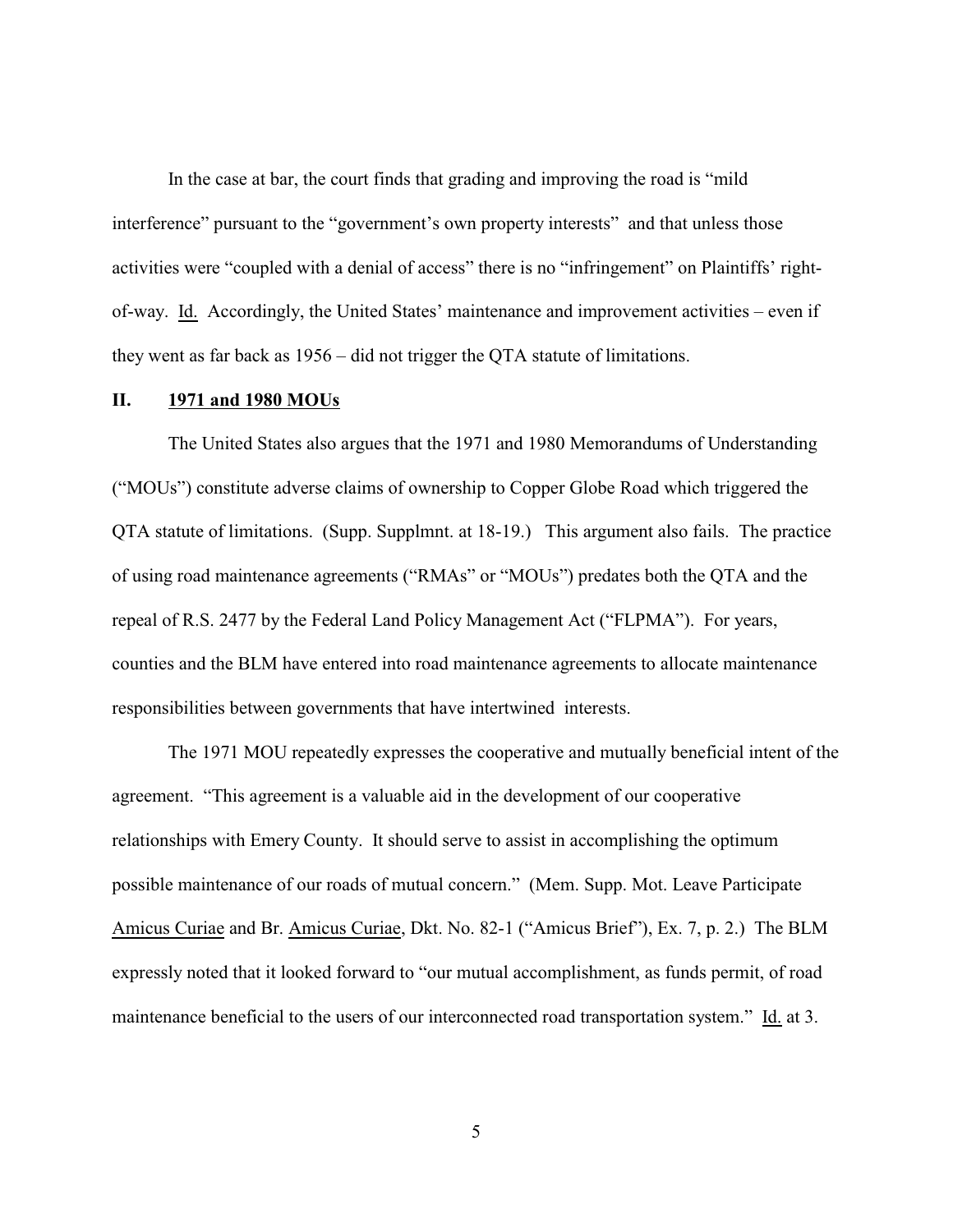In the case at bar, the court finds that grading and improving the road is "mild interference" pursuant to the "government's own property interests" and that unless those activities were "coupled with a denial of access" there is no "infringement" on Plaintiffs' right-of-way. Id. Accordingly, the United States' maintenance and improvement activities – even if they went as far back as 1956 – did not trigger the QTA statute of limitations.

## II. 1971 and 1980 MOUs

The United States also argues that the 1971 and 1980 Memorandums of Understanding ("MOUs") constitute adverse claims of ownership to Copper Globe Road which triggered the QTA statute of limitations. (Supp. Supplmnt. at 18-19.) This argument also fails. The practice of using road maintenance agreements ("RMAs" or "MOUs") predates both the QTA and the repeal of R.S. 2477 by the Federal Land Policy Management Act ("FLPMA"). For years, counties and the BLM have entered into road maintenance agreements to allocate maintenance responsibilities between governments that have intertwined interests.

The 1971 MOU repeatedly expresses the cooperative and mutually beneficial intent of the agreement. "This agreement is a valuable aid in the development of our cooperative relationships with Emery County. It should serve to assist in accomplishing the optimum possible maintenance of our roads of mutual concern." (Mem. Supp. Mot. Leave Participate Amicus Curiae and Br. Amicus Curiae, Dkt. No. 82-1 ("Amicus Brief"), Ex. 7, p. 2.) The BLM expressly noted that it looked forward to "our mutual accomplishment, as funds permit, of road maintenance beneficial to the users of our interconnected road transportation system." Id. at 3.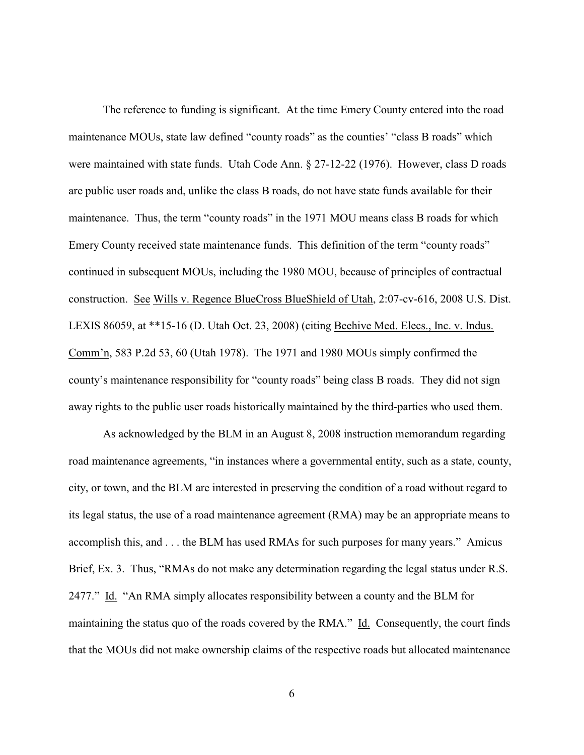The reference to funding is significant. At the time Emery County entered into the road maintenance MOUs, state law defined "county roads" as the counties' "class B roads" which were maintained with state funds. Utah Code Ann. § 27-12-22 (1976). However, class D roads are public user roads and, unlike the class B roads, do not have state funds available for their maintenance. Thus, the term "county roads" in the 1971 MOU means class B roads for which Emery County received state maintenance funds. This definition of the term "county roads" continued in subsequent MOUs, including the 1980 MOU, because of principles of contractual construction. See Wills v. Regence BlueCross BlueShield of Utah, 2:07-cv-616, 2008 U.S. Dist. LEXIS 86059, at **15-16 (D. Utah Oct. 23, 2008) (citing Beehive Med. Elecs., Inc. v. Indus. Comm'n, 583 P.2d 53, 60 (Utah 1978). The 1971 and 1980 MOUs simply confirmed the county's maintenance responsibility for "county roads" being class B roads. They did not sign away rights to the public user roads historically maintained by the third-parties who used them.

As acknowledged by the BLM in an August 8, 2008 instruction memorandum regarding road maintenance agreements, "in instances where a governmental entity, such as a state, county, city, or town, and the BLM are interested in preserving the condition of a road without regard to its legal status, the use of a road maintenance agreement (RMA) may be an appropriate means to accomplish this, and . . . the BLM has used RMAs for such purposes for many years." Amicus Brief, Ex. 3. Thus, "RMAs do not make any determination regarding the legal status under R.S. 2477." Id. "An RMA simply allocates responsibility between a county and the BLM for maintaining the status quo of the roads covered by the RMA." Id. Consequently, the court finds that the MOUs did not make ownership claims of the respective roads but allocated maintenance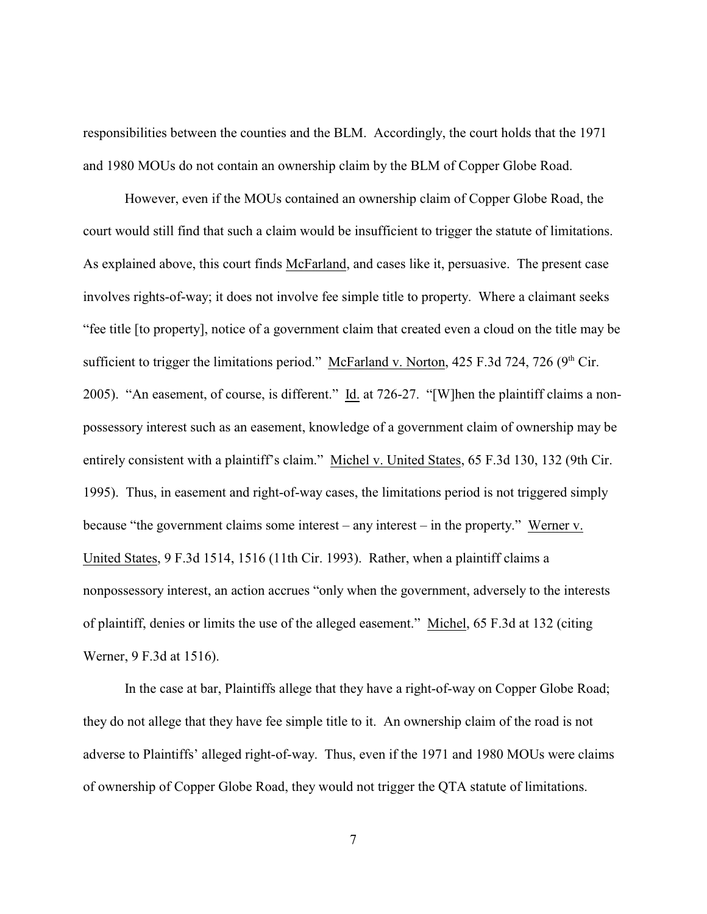responsibilities between the counties and the BLM. Accordingly, the court holds that the 1971 and 1980 MOUs do not contain an ownership claim by the BLM of Copper Globe Road.

However, even if the MOUs contained an ownership claim of Copper Globe Road, the court would still find that such a claim would be insufficient to trigger the statute of limitations. As explained above, this court finds McFarland, and cases like it, persuasive. The present case involves rights-of-way; it does not involve fee simple title to property. Where a claimant seeks "fee title [to property], notice of a government claim that created even a cloud on the title may be sufficient to trigger the limitations period." McFarland v. Norton, 425 F.3d 724, 726 (9th Cir. 2005). "An easement, of course, is different." Id. at 726-27. "[W]hen the plaintiff claims a non-possessory interest such as an easement, knowledge of a government claim of ownership may be entirely consistent with a plaintiff's claim." Michel v. United States, 65 F.3d 130, 132 (9th Cir. 1995). Thus, in easement and right-of-way cases, the limitations period is not triggered simply because "the government claims some interest – any interest – in the property." Werner v. United States, 9 F.3d 1514, 1516 (11th Cir. 1993). Rather, when a plaintiff claims a nonpossessory interest, an action accrues "only when the government, adversely to the interests of plaintiff, denies or limits the use of the alleged easement." Michel, 65 F.3d at 132 (citing Werner, 9 F.3d at 1516).

In the case at bar, Plaintiffs allege that they have a right-of-way on Copper Globe Road; they do not allege that they have fee simple title to it. An ownership claim of the road is not adverse to Plaintiffs' alleged right-of-way. Thus, even if the 1971 and 1980 MOUs were claims of ownership of Copper Globe Road, they would not trigger the QTA statute of limitations.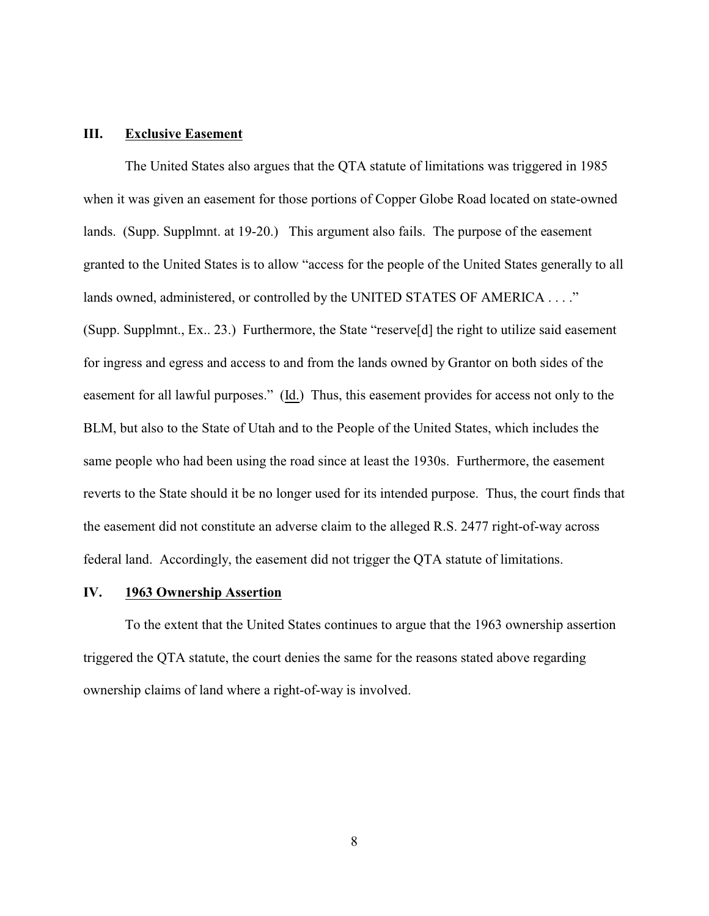## III. Exclusive Easement

The United States also argues that the QTA statute of limitations was triggered in 1985 when it was given an easement for those portions of Copper Globe Road located on state-owned lands. (Supp. Supplmnt. at 19-20.) This argument also fails. The purpose of the easement granted to the United States is to allow "access for the people of the United States generally to all lands owned, administered, or controlled by the UNITED STATES OF AMERICA . . . ." (Supp. Supplmnt., Ex.. 23.) Furthermore, the State "reserve[d] the right to utilize said easement for ingress and egress and access to and from the lands owned by Grantor on both sides of the easement for all lawful purposes." (Id.) Thus, this easement provides for access not only to the BLM, but also to the State of Utah and to the People of the United States, which includes the same people who had been using the road since at least the 1930s. Furthermore, the easement reverts to the State should it be no longer used for its intended purpose. Thus, the court finds that the easement did not constitute an adverse claim to the alleged R.S. 2477 right-of-way across federal land. Accordingly, the easement did not trigger the QTA statute of limitations.

## IV. 1963 Ownership Assertion

To the extent that the United States continues to argue that the 1963 ownership assertion triggered the QTA statute, the court denies the same for the reasons stated above regarding ownership claims of land where a right-of-way is involved.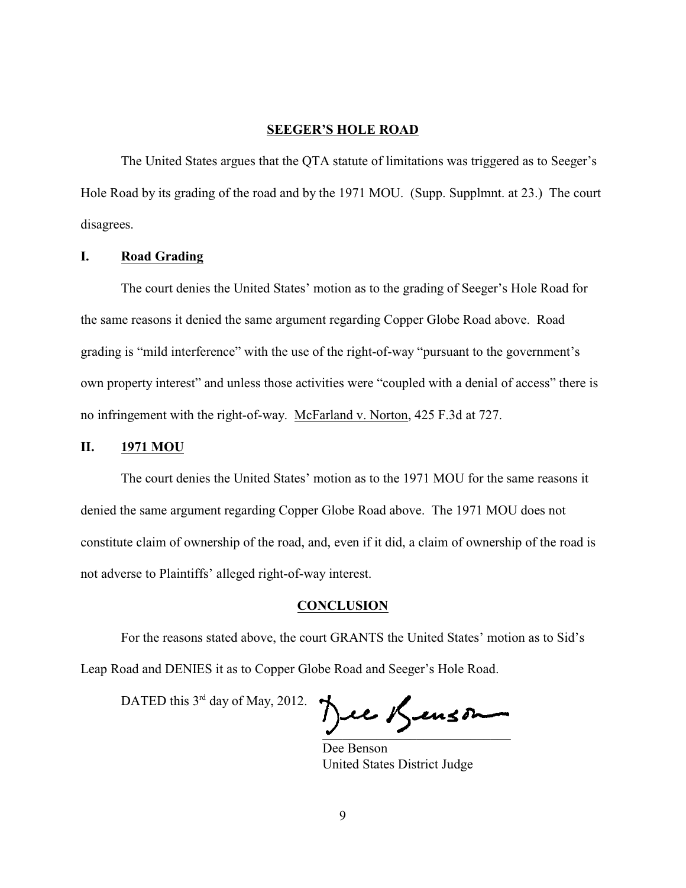## SEEGER'S HOLE ROAD

The United States argues that the QTA statute of limitations was triggered as to Seeger's Hole Road by its grading of the road and by the 1971 MOU. (Supp. Supplmnt. at 23.) The court disagrees.

### I. Road Grading

The court denies the United States' motion as to the grading of Seeger's Hole Road for the same reasons it denied the same argument regarding Copper Globe Road above. Road grading is "mild interference" with the use of the right-of-way "pursuant to the government's own property interest" and unless those activities were "coupled with a denial of access" there is no infringement with the right-of-way. McFarland v. Norton, 425 F.3d at 727.

### II. 1971 MOU

The court denies the United States' motion as to the 1971 MOU for the same reasons it denied the same argument regarding Copper Globe Road above. The 1971 MOU does not constitute claim of ownership of the road, and, even if it did, a claim of ownership of the road is not adverse to Plaintiffs' alleged right-of-way interest.

## CONCLUSION

For the reasons stated above, the court GRANTS the United States' motion as to Sid's Leap Road and DENIES it as to Copper Globe Road and Seeger's Hole Road.

DATED this 3rd day of May, 2012.

Dee Benson
United States District Judge